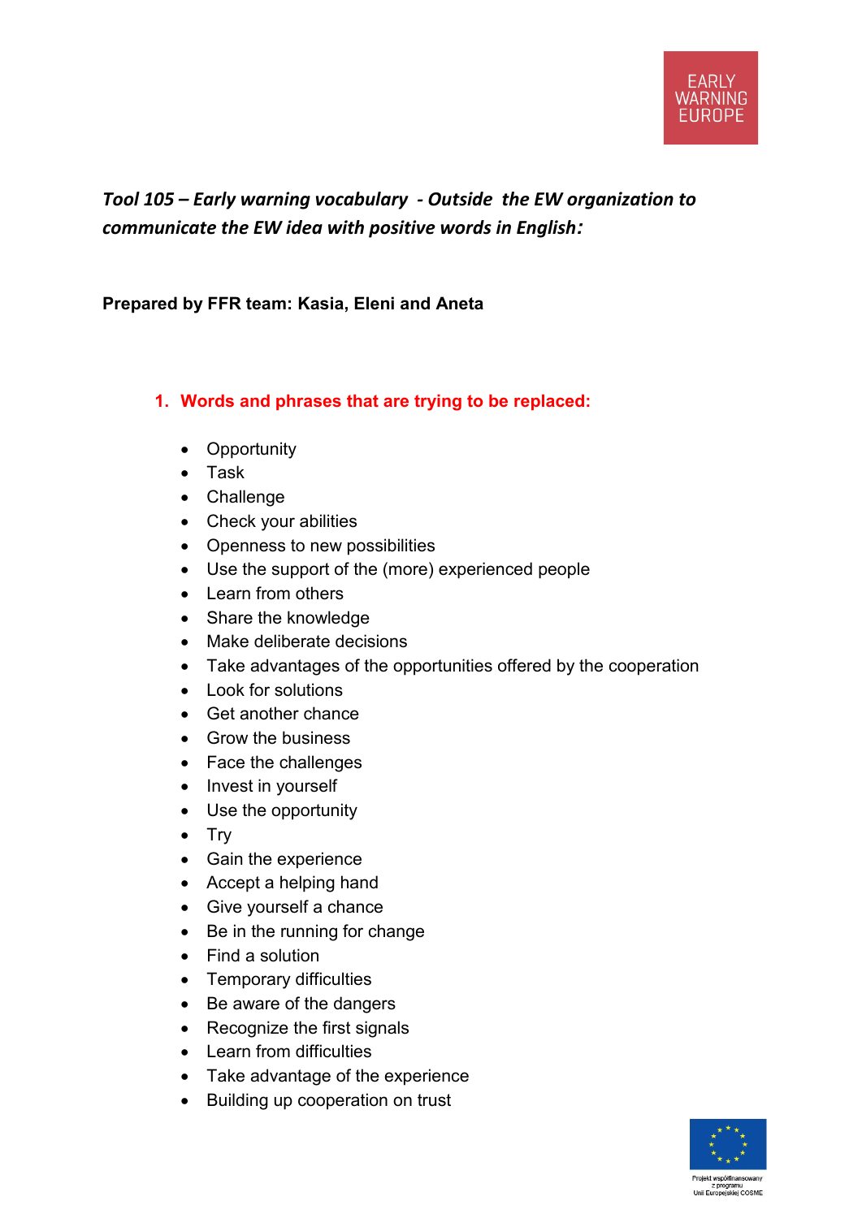*Tool 105 – Early warning vocabulary - Outside the EW organization to communicate the EW idea with positive words in English:*

**Prepared by FFR team: Kasia, Eleni and Aneta**

## 1. Words and phrases that are trying to be replaced:

- Opportunity
- Task
- Challenge
- Check your abilities
- Openness to new possibilities
- Use the support of the (more) experienced people
- Learn from others
- Share the knowledge
- Make deliberate decisions
- Take advantages of the opportunities offered by the cooperation
- Look for solutions
- Get another chance
- Grow the business
- Face the challenges
- Invest in yourself
- Use the opportunity
- Try
- Gain the experience
- Accept a helping hand
- Give yourself a chance
- Be in the running for change
- Find a solution
- Temporary difficulties
- Be aware of the dangers
- Recognize the first signals
- Learn from difficulties
- Take advantage of the experience
- Building up cooperation on trust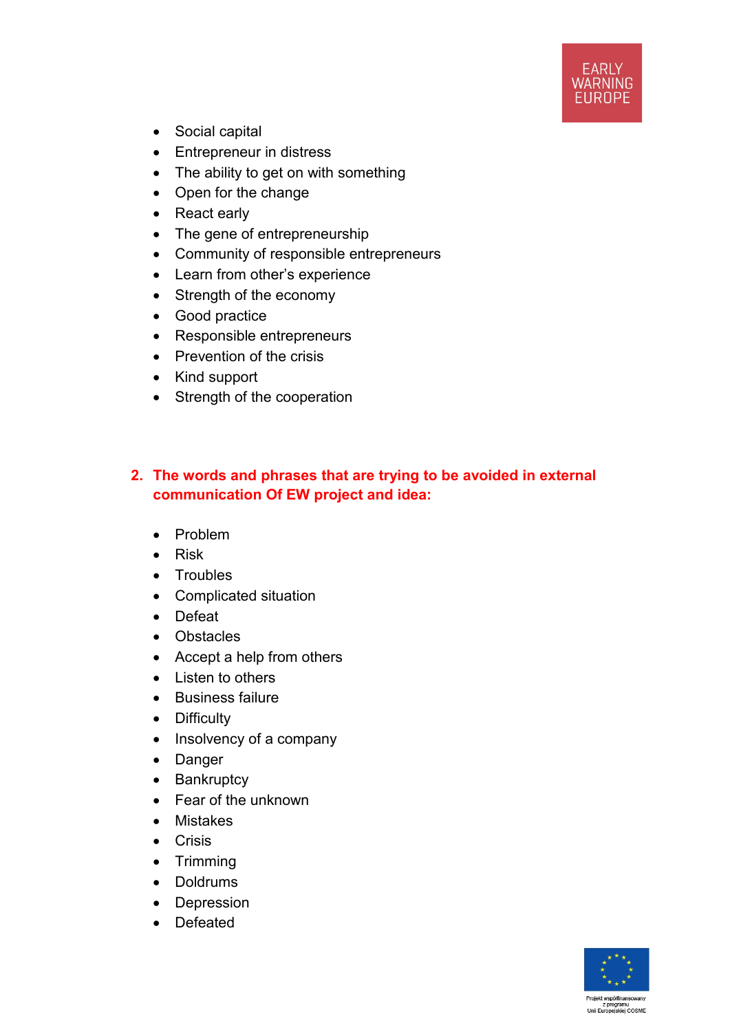- Social capital
- Entrepreneur in distress
- The ability to get on with something
- Open for the change
- React early
- The gene of entrepreneurship
- Community of responsible entrepreneurs
- Learn from other's experience
- Strength of the economy
- Good practice
- Responsible entrepreneurs
- Prevention of the crisis
- Kind support
- Strength of the cooperation

## 2. The words and phrases that are trying to be avoided in external communication Of EW project and idea:

- Problem
- Risk
- Troubles
- Complicated situation
- Defeat
- Obstacles
- Accept a help from others
- Listen to others
- Business failure
- Difficulty
- Insolvency of a company
- Danger
- Bankruptcy
- Fear of the unknown
- Mistakes
- Crisis
- Trimming
- Doldrums
- Depression
- Defeated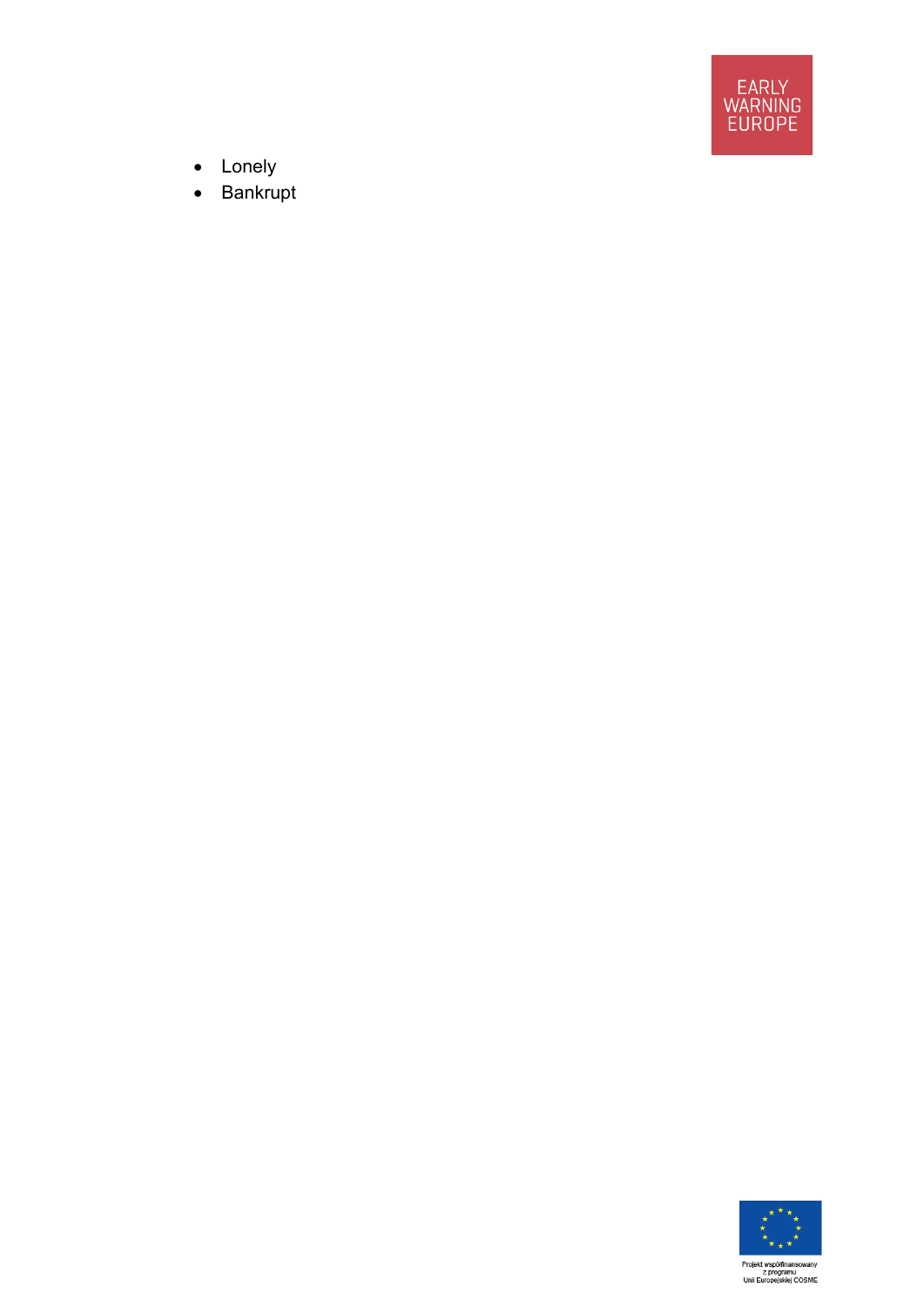- Lonely
- Bankrupt